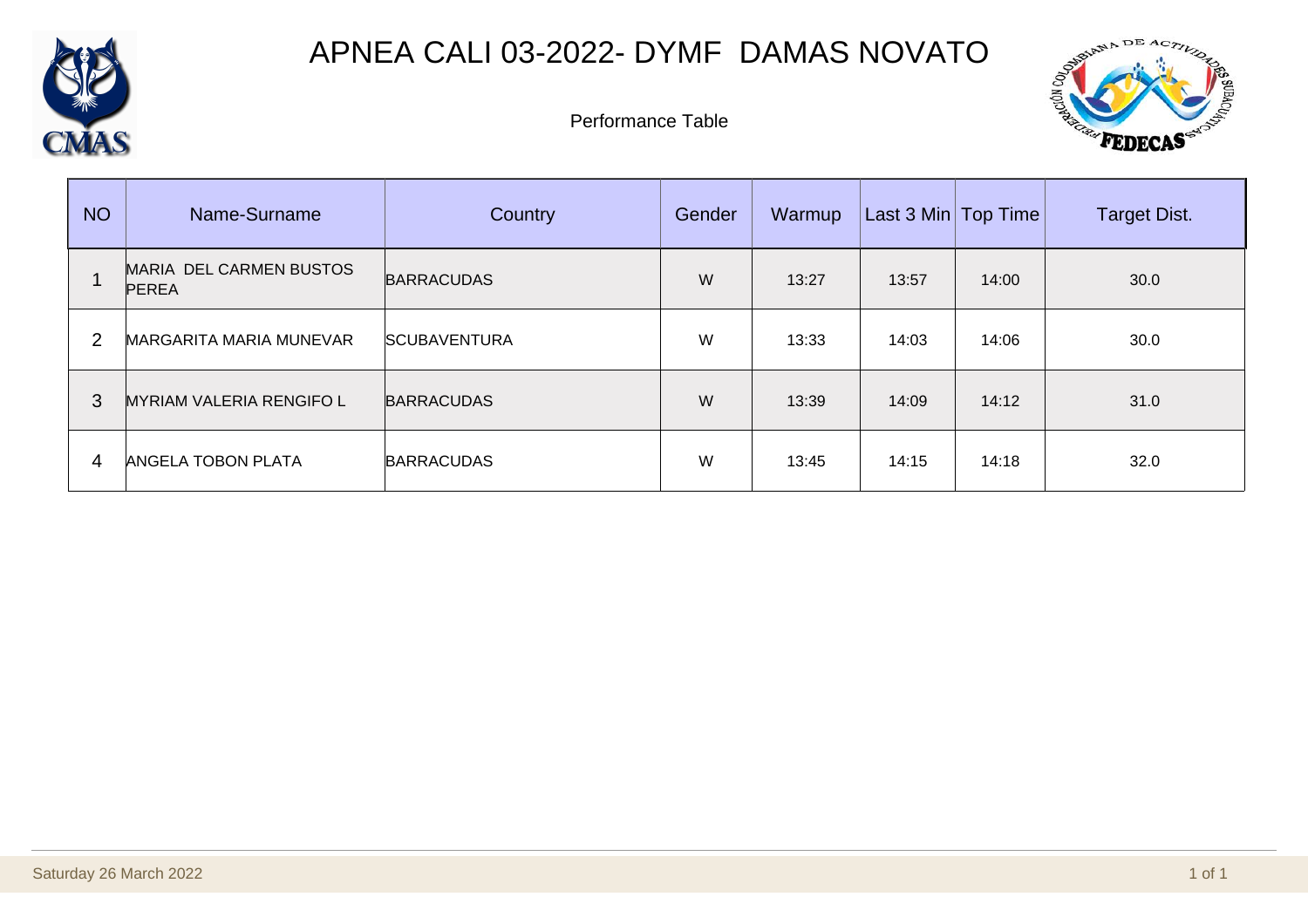# APNEA CALI 03-2022- DYMF DAMAS NOVATO

Performance Table

| NO | Name-Surname | Country | Gender | Warmup | Last 3 Min | Top Time | Target Dist. |
|---|---|---|---|---|---|---|---|
| 1 | MARIA DEL CARMEN BUSTOS PEREA | BARRACUDAS | W | 13:27 | 13:57 | 14:00 | 30.0 |
| 2 | MARGARITA MARIA MUNEVAR | SCUBAVENTURA | W | 13:33 | 14:03 | 14:06 | 30.0 |
| 3 | MYRIAM VALERIA RENGIFO L | BARRACUDAS | W | 13:39 | 14:09 | 14:12 | 31.0 |
| 4 | ANGELA TOBON PLATA | BARRACUDAS | W | 13:45 | 14:15 | 14:18 | 32.0 |

Saturday 26 March 2022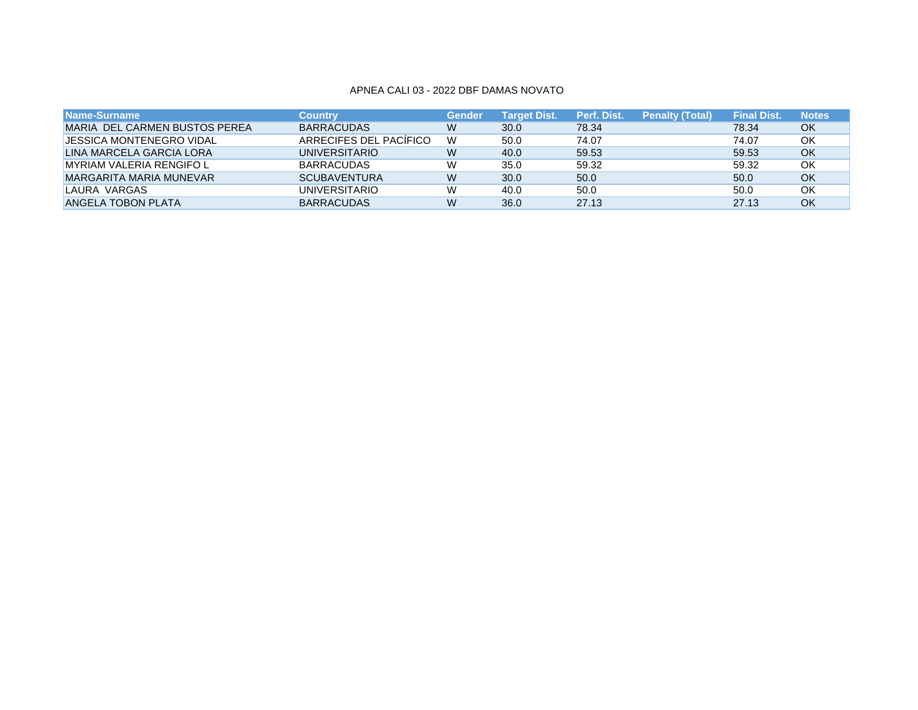APNEA CALI 03 - 2022 DBF DAMAS NOVATO

| Name-Surname | Country | Gender | Target Dist. | Perf. Dist. | Penalty (Total) | Final Dist. | Notes |
|---|---|---|---|---|---|---|---|
| MARIA DEL CARMEN BUSTOS PEREA | BARRACUDAS | W | 30.0 | 78.34 | | 78.34 | OK |
| JESSICA MONTENEGRO VIDAL | ARRECIFES DEL PACÍFICO | W | 50.0 | 74.07 | | 74.07 | OK |
| LINA MARCELA GARCIA LORA | UNIVERSITARIO | W | 40.0 | 59.53 | | 59.53 | OK |
| MYRIAM VALERIA RENGIFO L | BARRACUDAS | W | 35.0 | 59.32 | | 59.32 | OK |
| MARGARITA MARIA MUNEVAR | SCUBAVENTURA | W | 30.0 | 50.0 | | 50.0 | OK |
| LAURA VARGAS | UNIVERSITARIO | W | 40.0 | 50.0 | | 50.0 | OK |
| ANGELA TOBON PLATA | BARRACUDAS | W | 36.0 | 27.13 | | 27.13 | OK |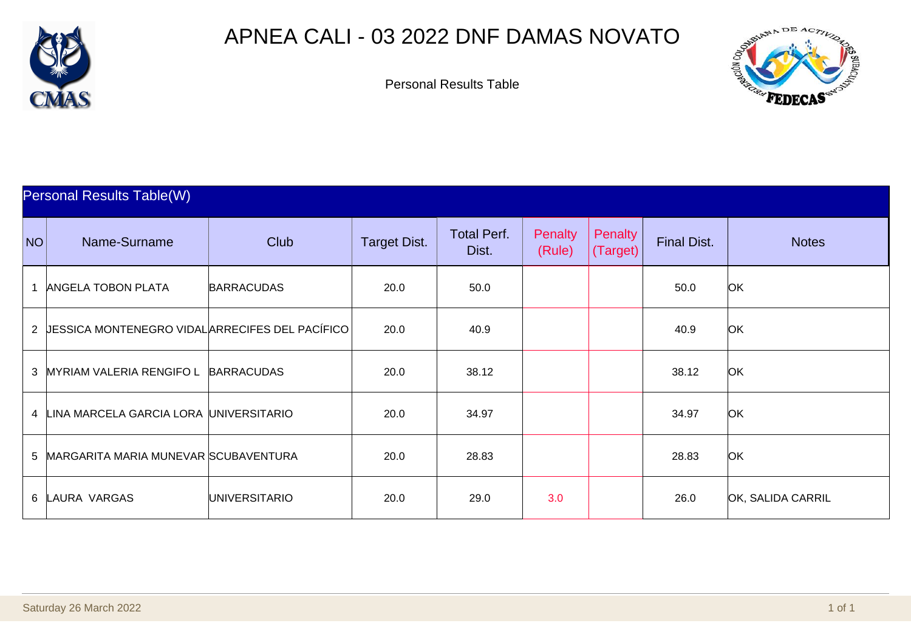# APNEA CALI - 03 2022 DNF DAMAS NOVATO

Personal Results Table

## Personal Results Table(W)

| NO | Name-Surname | Club | Target Dist. | Total Perf. Dist. | Penalty (Rule) | Penalty (Target) | Final Dist. | Notes |
|---|---|---|---|---|---|---|---|---|
| 1 | ANGELA TOBON PLATA | BARRACUDAS | 20.0 | 50.0 | | | 50.0 | OK |
| 2 | JESSICA MONTENEGRO VIDAL | ARRECIFES DEL PACÍFICO | 20.0 | 40.9 | | | 40.9 | OK |
| 3 | MYRIAM VALERIA RENGIFO L | BARRACUDAS | 20.0 | 38.12 | | | 38.12 | OK |
| 4 | LINA MARCELA GARCIA LORA | UNIVERSITARIO | 20.0 | 34.97 | | | 34.97 | OK |
| 5 | MARGARITA MARIA MUNEVAR | SCUBAVENTURA | 20.0 | 28.83 | | | 28.83 | OK |
| 6 | LAURA VARGAS | UNIVERSITARIO | 20.0 | 29.0 | 3.0 | | 26.0 | OK, SALIDA CARRIL |

Saturday 26 March 2022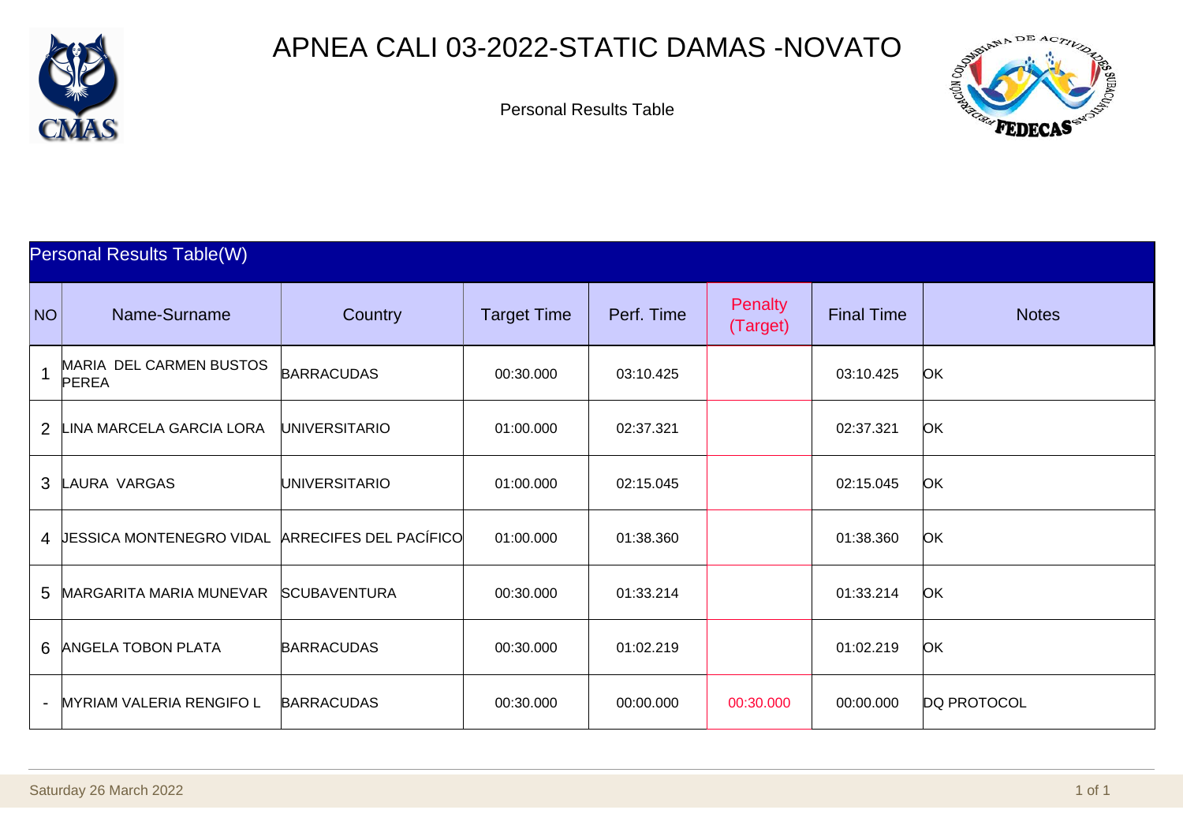# APNEA CALI 03-2022-STATIC DAMAS -NOVATO

Personal Results Table

## Personal Results Table(W)

| NO | Name-Surname | Country | Target Time | Perf. Time | Penalty (Target) | Final Time | Notes |
|---|---|---|---|---|---|---|---|
| 1 | MARIA DEL CARMEN BUSTOS PEREA | BARRACUDAS | 00:30.000 | 03:10.425 | | 03:10.425 | OK |
| 2 | LINA MARCELA GARCIA LORA | UNIVERSITARIO | 01:00.000 | 02:37.321 | | 02:37.321 | OK |
| 3 | LAURA VARGAS | UNIVERSITARIO | 01:00.000 | 02:15.045 | | 02:15.045 | OK |
| 4 | JESSICA MONTENEGRO VIDAL | ARRECIFES DEL PACÍFICO | 01:00.000 | 01:38.360 | | 01:38.360 | OK |
| 5 | MARGARITA MARIA MUNEVAR | SCUBAVENTURA | 00:30.000 | 01:33.214 | | 01:33.214 | OK |
| 6 | ANGELA TOBON PLATA | BARRACUDAS | 00:30.000 | 01:02.219 | | 01:02.219 | OK |
| - | MYRIAM VALERIA RENGIFO L | BARRACUDAS | 00:30.000 | 00:00.000 | 00:30.000 | 00:00.000 | DQ PROTOCOL |

Saturday 26 March 2022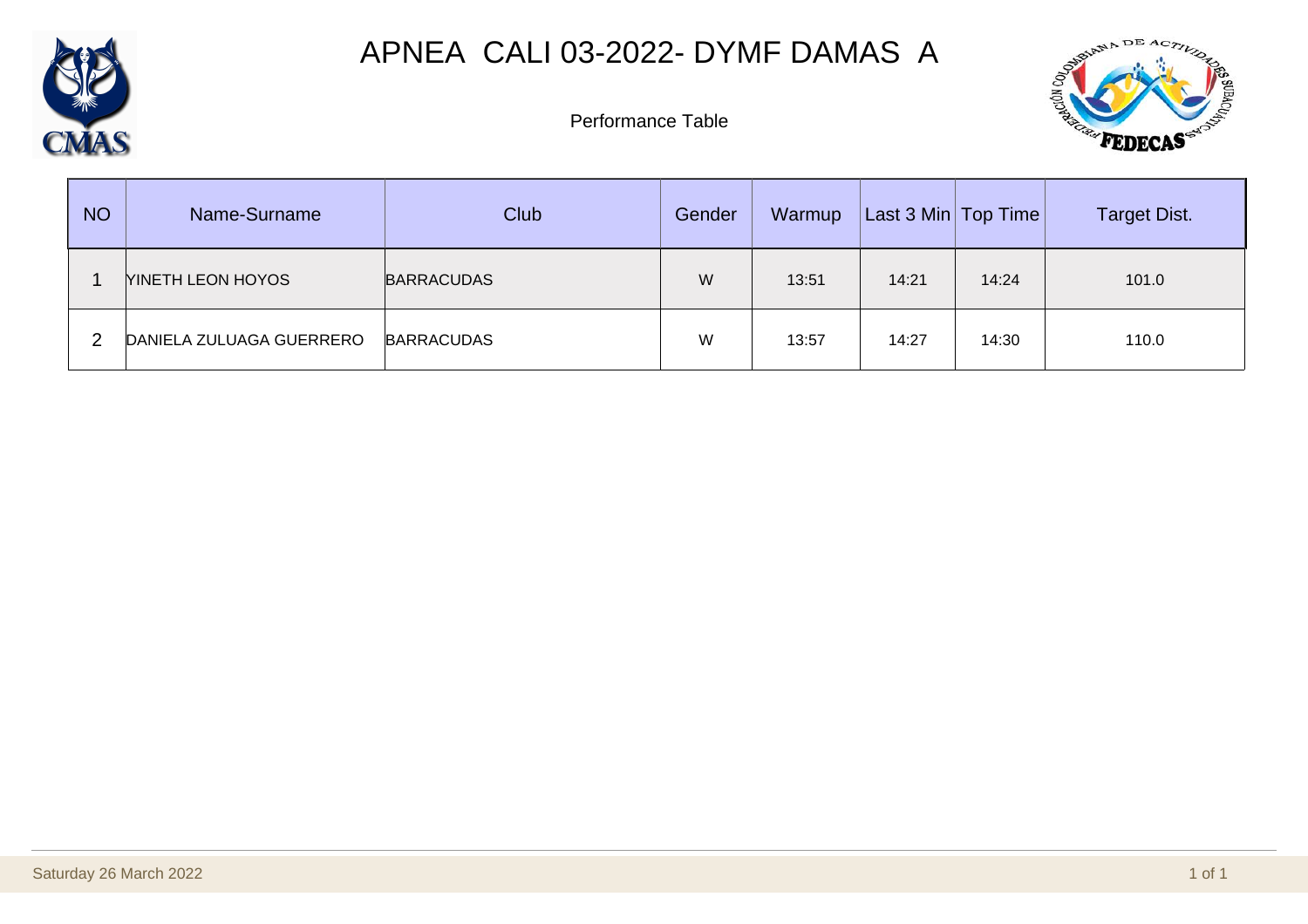# APNEA CALI 03-2022- DYMF DAMAS A

Performance Table

| NO | Name-Surname | Club | Gender | Warmup | Last 3 Min | Top Time | Target Dist. |
|---|---|---|---|---|---|---|---|
| 1 | YINETH LEON HOYOS | BARRACUDAS | W | 13:51 | 14:21 | 14:24 | 101.0 |
| 2 | DANIELA ZULUAGA GUERRERO | BARRACUDAS | W | 13:57 | 14:27 | 14:30 | 110.0 |

Saturday 26 March 2022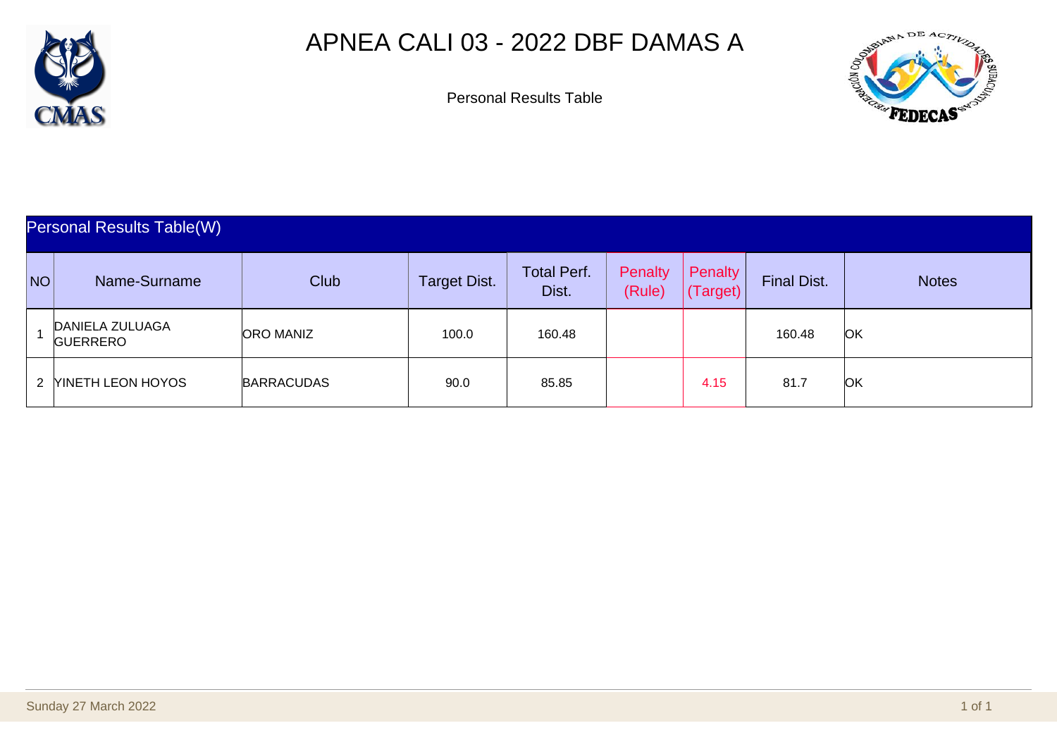# APNEA CALI 03 - 2022 DBF DAMAS A

Personal Results Table

## Personal Results Table(W)

| NO | Name-Surname | Club | Target Dist. | Total Perf. Dist. | Penalty (Rule) | Penalty (Target) | Final Dist. | Notes |
|---|---|---|---|---|---|---|---|---|
| 1 | DANIELA ZULUAGA GUERRERO | ORO MANIZ | 100.0 | 160.48 | | | 160.48 | OK |
| 2 | YINETH LEON HOYOS | BARRACUDAS | 90.0 | 85.85 | | 4.15 | 81.7 | OK |

Sunday 27 March 2022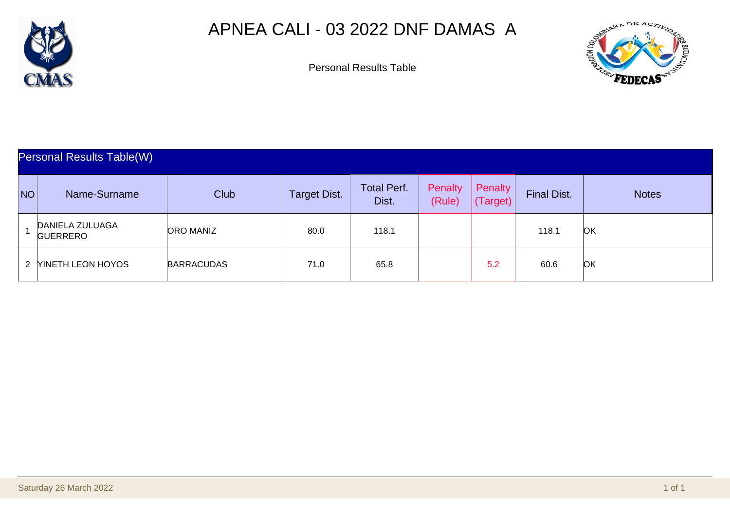# APNEA CALI - 03 2022 DNF DAMAS A

Personal Results Table

| Personal Results Table(W) | | | | | | | | |
|---|---|---|---|---|---|---|---|---|
| NO | Name-Surname | Club | Target Dist. | Total Perf. Dist. | Penalty (Rule) | Penalty (Target) | Final Dist. | Notes |
| 1 | DANIELA ZULUAGA GUERRERO | ORO MANIZ | 80.0 | 118.1 | | | 118.1 | OK |
| 2 | YINETH LEON HOYOS | BARRACUDAS | 71.0 | 65.8 | | 5.2 | 60.6 | OK |

Saturday 26 March 2022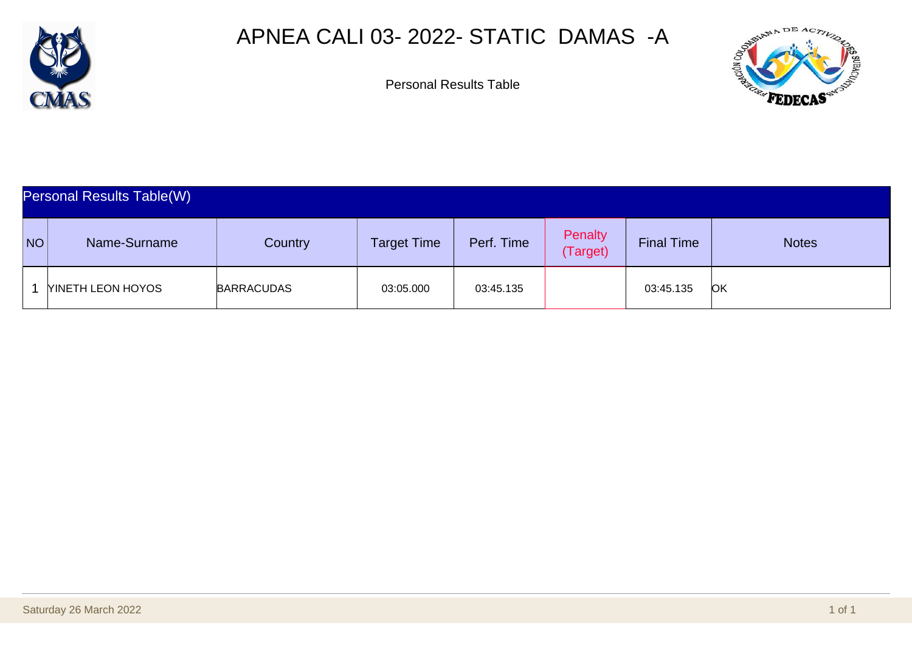# APNEA CALI 03- 2022- STATIC DAMAS -A

Personal Results Table

## Personal Results Table(W)

| NO | Name-Surname | Country | Target Time | Perf. Time | Penalty (Target) | Final Time | Notes |
|---|---|---|---|---|---|---|---|
| 1 | YINETH LEON HOYOS | BARRACUDAS | 03:05.000 | 03:45.135 | | 03:45.135 | OK |

Saturday 26 March 2022